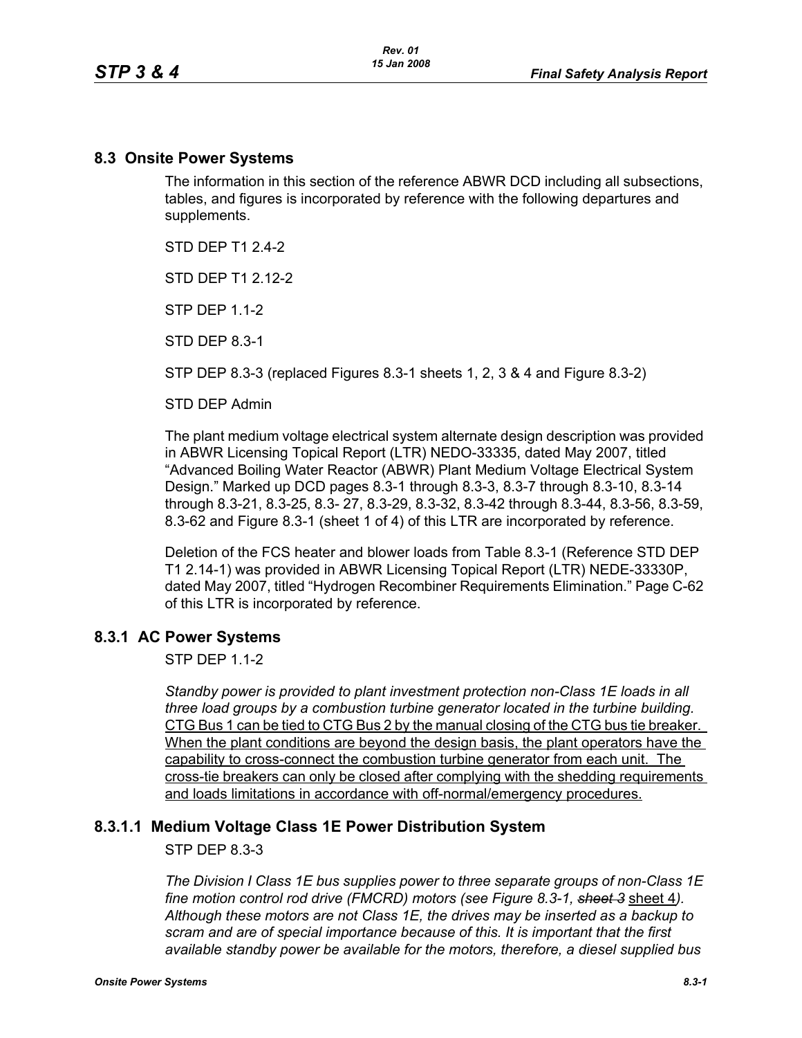## 8.3 Onsite Power Systems

The information in this section of the reference ABWR DCD including all subsections, tables, and figures is incorporated by reference with the following departures and supplements.

STD DEP T1 2.4-2

STD DEP T1 2.12-2

STP DEP 1.1-2

STD DEP 8.3-1

STP DEP 8.3-3 (replaced Figures 8.3-1 sheets 1, 2, 3 & 4 and Figure 8.3-2)

STD DEP Admin

The plant medium voltage electrical system alternate design description was provided in ABWR Licensing Topical Report (LTR) NEDO-33335, dated May 2007, titled "Advanced Boiling Water Reactor (ABWR) Plant Medium Voltage Electrical System Design." Marked up DCD pages 8.3-1 through 8.3-3, 8.3-7 through 8.3-10, 8.3-14 through 8.3-21, 8.3-25, 8.3- 27, 8.3-29, 8.3-32, 8.3-42 through 8.3-44, 8.3-56, 8.3-59, 8.3-62 and Figure 8.3-1 (sheet 1 of 4) of this LTR are incorporated by reference.

Deletion of the FCS heater and blower loads from Table 8.3-1 (Reference STD DEP T1 2.14-1) was provided in ABWR Licensing Topical Report (LTR) NEDE-33330P, dated May 2007, titled "Hydrogen Recombiner Requirements Elimination." Page C-62 of this LTR is incorporated by reference.

### 8.3.1 AC Power Systems

STP DEP 1.1-2

*Standby power is provided to plant investment protection non-Class 1E loads in all three load groups by a combustion turbine generator located in the turbine building*. <u>CTG Bus 1 can be tied to CTG Bus 2 by the manual closing of the CTG bus tie breaker. When the plant conditions are beyond the design basis, the plant operators have the capability to cross-connect the combustion turbine generator from each unit. The cross-tie breakers can only be closed after complying with the shedding requirements and loads limitations in accordance with off-normal/emergency procedures.</u>

#### 8.3.1.1 Medium Voltage Class 1E Power Distribution System

STP DEP 8.3-3

*The Division I Class 1E bus supplies power to three separate groups of non-Class 1E fine motion control rod drive (FMCRD) motors (see Figure 8.3-1, ~~sheet 3~~* <u>sheet 4</u>*). Although these motors are not Class 1E, the drives may be inserted as a backup to scram and are of special importance because of this. It is important that the first available standby power be available for the motors, therefore, a diesel supplied bus*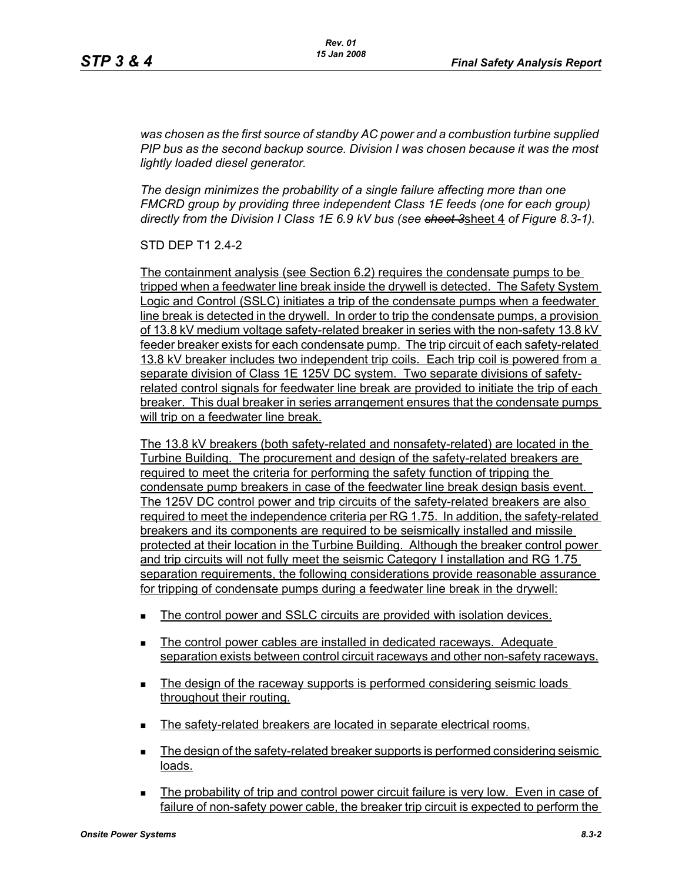*was chosen as the first source of standby AC power and a combustion turbine supplied PIP bus as the second backup source. Division I was chosen because it was the most lightly loaded diesel generator.*

*The design minimizes the probability of a single failure affecting more than one FMCRD group by providing three independent Class 1E feeds (one for each group) directly from the Division I Class 1E 6.9 kV bus (see ~~sheet 3~~*sheet 4 *of Figure 8.3-1).*

STD DEP T1 2.4-2

The containment analysis (see Section 6.2) requires the condensate pumps to be tripped when a feedwater line break inside the drywell is detected. The Safety System Logic and Control (SSLC) initiates a trip of the condensate pumps when a feedwater line break is detected in the drywell. In order to trip the condensate pumps, a provision of 13.8 kV medium voltage safety-related breaker in series with the non-safety 13.8 kV feeder breaker exists for each condensate pump. The trip circuit of each safety-related 13.8 kV breaker includes two independent trip coils. Each trip coil is powered from a separate division of Class 1E 125V DC system. Two separate divisions of safety-related control signals for feedwater line break are provided to initiate the trip of each breaker. This dual breaker in series arrangement ensures that the condensate pumps will trip on a feedwater line break.

The 13.8 kV breakers (both safety-related and nonsafety-related) are located in the Turbine Building. The procurement and design of the safety-related breakers are required to meet the criteria for performing the safety function of tripping the condensate pump breakers in case of the feedwater line break design basis event. The 125V DC control power and trip circuits of the safety-related breakers are also required to meet the independence criteria per RG 1.75. In addition, the safety-related breakers and its components are required to be seismically installed and missile protected at their location in the Turbine Building. Although the breaker control power and trip circuits will not fully meet the seismic Category I installation and RG 1.75 separation requirements, the following considerations provide reasonable assurance for tripping of condensate pumps during a feedwater line break in the drywell:

- The control power and SSLC circuits are provided with isolation devices.
- The control power cables are installed in dedicated raceways. Adequate separation exists between control circuit raceways and other non-safety raceways.
- The design of the raceway supports is performed considering seismic loads throughout their routing.
- The safety-related breakers are located in separate electrical rooms.
- The design of the safety-related breaker supports is performed considering seismic loads.
- The probability of trip and control power circuit failure is very low. Even in case of failure of non-safety power cable, the breaker trip circuit is expected to perform the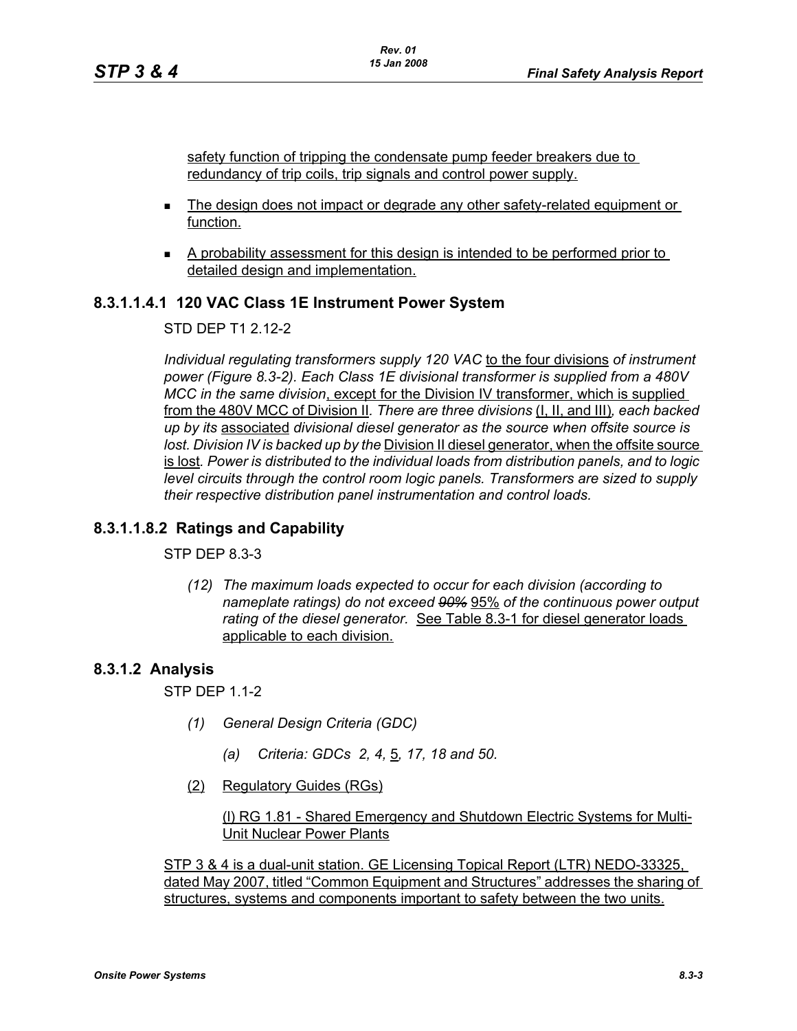safety function of tripping the condensate pump feeder breakers due to redundancy of trip coils, trip signals and control power supply.

- The design does not impact or degrade any other safety-related equipment or function.
- A probability assessment for this design is intended to be performed prior to detailed design and implementation.

## 8.3.1.1.4.1 120 VAC Class 1E Instrument Power System

STD DEP T1 2.12-2

*Individual regulating transformers supply 120 VAC* to the four divisions *of instrument power (Figure 8.3-2). Each Class 1E divisional transformer is supplied from a 480V MCC in the same division*, except for the Division IV transformer, which is supplied from the 480V MCC of Division II*. There are three divisions* (I, II, and III)*, each backed up by its* associated *divisional diesel generator as the source when offsite source is lost. Division IV is backed up by the* Division II diesel generator, when the offsite source is lost*. Power is distributed to the individual loads from distribution panels, and to logic level circuits through the control room logic panels. Transformers are sized to supply their respective distribution panel instrumentation and control loads.*

## 8.3.1.1.8.2 Ratings and Capability

STP DEP 8.3-3

*(12) The maximum loads expected to occur for each division (according to nameplate ratings) do not exceed ~~90%~~* 95% *of the continuous power output rating of the diesel generator.* See Table 8.3-1 for diesel generator loads applicable to each division.

## 8.3.1.2 Analysis

STP DEP 1.1-2

*(1) General Design Criteria (GDC)*

*(a) Criteria: GDCs 2, 4,* 5*, 17, 18 and 50.*

(2) Regulatory Guides (RGs)

(l) RG 1.81 - Shared Emergency and Shutdown Electric Systems for Multi-Unit Nuclear Power Plants

STP 3 & 4 is a dual-unit station. GE Licensing Topical Report (LTR) NEDO-33325, dated May 2007, titled “Common Equipment and Structures” addresses the sharing of structures, systems and components important to safety between the two units.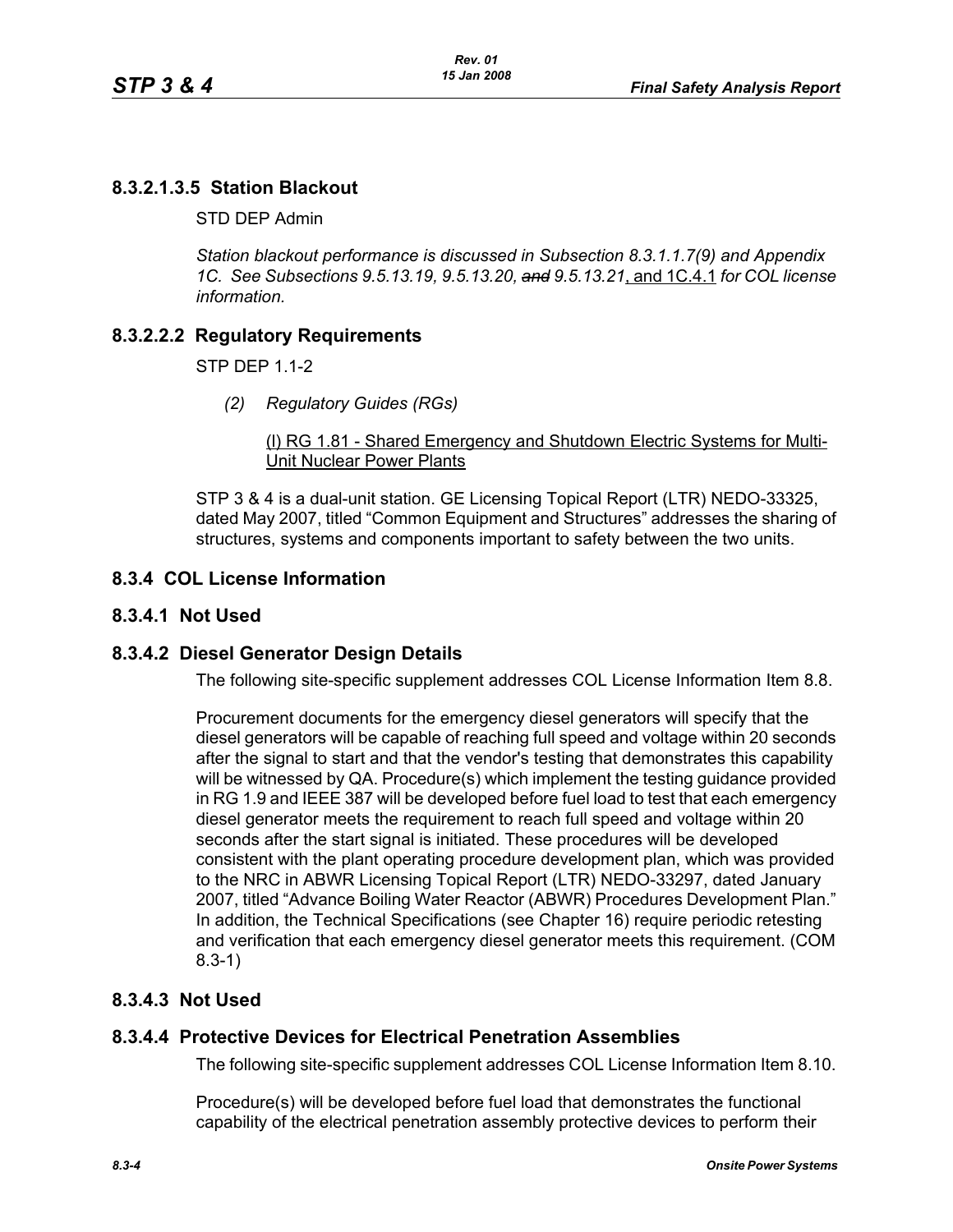## 8.3.2.1.3.5 Station Blackout

STD DEP Admin

*Station blackout performance is discussed in Subsection 8.3.1.1.7(9) and Appendix 1C. See Subsections 9.5.13.19, 9.5.13.20, ~~and~~ 9.5.13.21*, and 1C.4.1 *for COL license information.*

## 8.3.2.2.2 Regulatory Requirements

STP DEP 1.1-2

*(2) Regulatory Guides (RGs)*

(l) RG 1.81 - Shared Emergency and Shutdown Electric Systems for Multi-Unit Nuclear Power Plants

STP 3 & 4 is a dual-unit station. GE Licensing Topical Report (LTR) NEDO-33325, dated May 2007, titled "Common Equipment and Structures" addresses the sharing of structures, systems and components important to safety between the two units.

## 8.3.4 COL License Information

## 8.3.4.1 Not Used

## 8.3.4.2 Diesel Generator Design Details

The following site-specific supplement addresses COL License Information Item 8.8.

Procurement documents for the emergency diesel generators will specify that the diesel generators will be capable of reaching full speed and voltage within 20 seconds after the signal to start and that the vendor's testing that demonstrates this capability will be witnessed by QA. Procedure(s) which implement the testing guidance provided in RG 1.9 and IEEE 387 will be developed before fuel load to test that each emergency diesel generator meets the requirement to reach full speed and voltage within 20 seconds after the start signal is initiated. These procedures will be developed consistent with the plant operating procedure development plan, which was provided to the NRC in ABWR Licensing Topical Report (LTR) NEDO-33297, dated January 2007, titled "Advance Boiling Water Reactor (ABWR) Procedures Development Plan." In addition, the Technical Specifications (see Chapter 16) require periodic retesting and verification that each emergency diesel generator meets this requirement. (COM 8.3-1)

## 8.3.4.3 Not Used

## 8.3.4.4 Protective Devices for Electrical Penetration Assemblies

The following site-specific supplement addresses COL License Information Item 8.10.

Procedure(s) will be developed before fuel load that demonstrates the functional capability of the electrical penetration assembly protective devices to perform their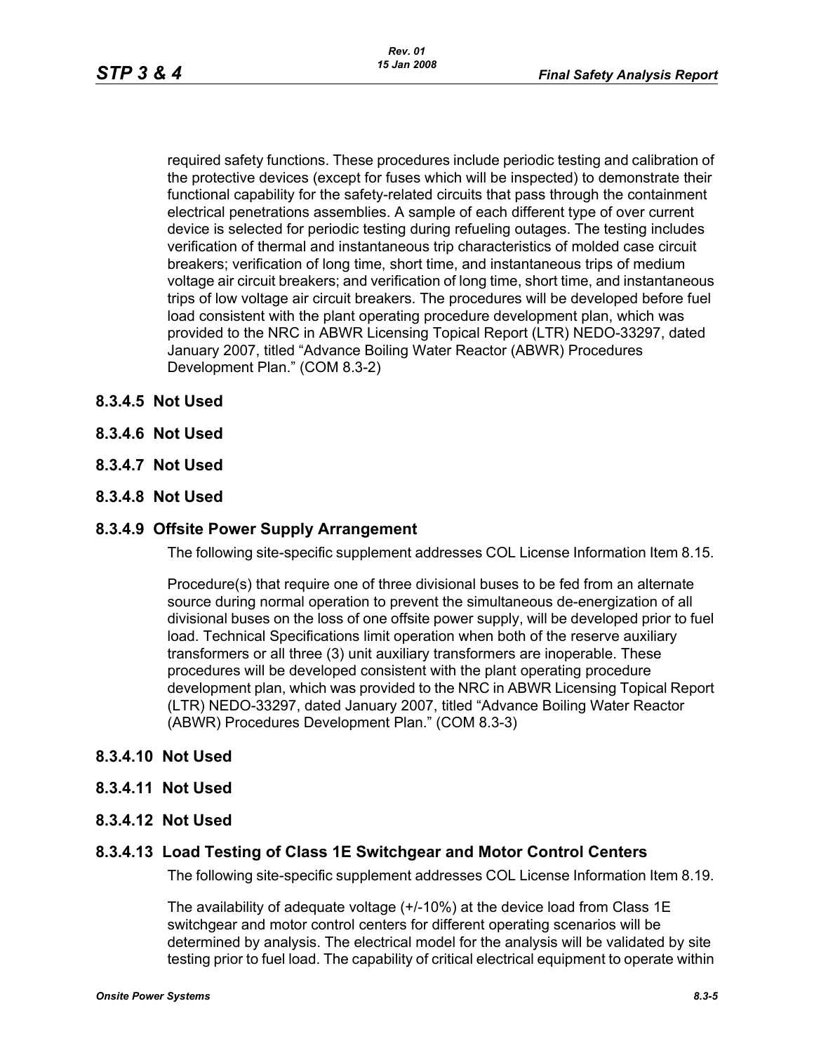required safety functions. These procedures include periodic testing and calibration of the protective devices (except for fuses which will be inspected) to demonstrate their functional capability for the safety-related circuits that pass through the containment electrical penetrations assemblies. A sample of each different type of over current device is selected for periodic testing during refueling outages. The testing includes verification of thermal and instantaneous trip characteristics of molded case circuit breakers; verification of long time, short time, and instantaneous trips of medium voltage air circuit breakers; and verification of long time, short time, and instantaneous trips of low voltage air circuit breakers. The procedures will be developed before fuel load consistent with the plant operating procedure development plan, which was provided to the NRC in ABWR Licensing Topical Report (LTR) NEDO-33297, dated January 2007, titled "Advance Boiling Water Reactor (ABWR) Procedures Development Plan." (COM 8.3-2)

### 8.3.4.5 Not Used

### 8.3.4.6 Not Used

### 8.3.4.7 Not Used

### 8.3.4.8 Not Used

### 8.3.4.9 Offsite Power Supply Arrangement

The following site-specific supplement addresses COL License Information Item 8.15.

Procedure(s) that require one of three divisional buses to be fed from an alternate source during normal operation to prevent the simultaneous de-energization of all divisional buses on the loss of one offsite power supply, will be developed prior to fuel load. Technical Specifications limit operation when both of the reserve auxiliary transformers or all three (3) unit auxiliary transformers are inoperable. These procedures will be developed consistent with the plant operating procedure development plan, which was provided to the NRC in ABWR Licensing Topical Report (LTR) NEDO-33297, dated January 2007, titled "Advance Boiling Water Reactor (ABWR) Procedures Development Plan." (COM 8.3-3)

### 8.3.4.10 Not Used

### 8.3.4.11 Not Used

### 8.3.4.12 Not Used

### 8.3.4.13 Load Testing of Class 1E Switchgear and Motor Control Centers

The following site-specific supplement addresses COL License Information Item 8.19.

The availability of adequate voltage (+/-10%) at the device load from Class 1E switchgear and motor control centers for different operating scenarios will be determined by analysis. The electrical model for the analysis will be validated by site testing prior to fuel load. The capability of critical electrical equipment to operate within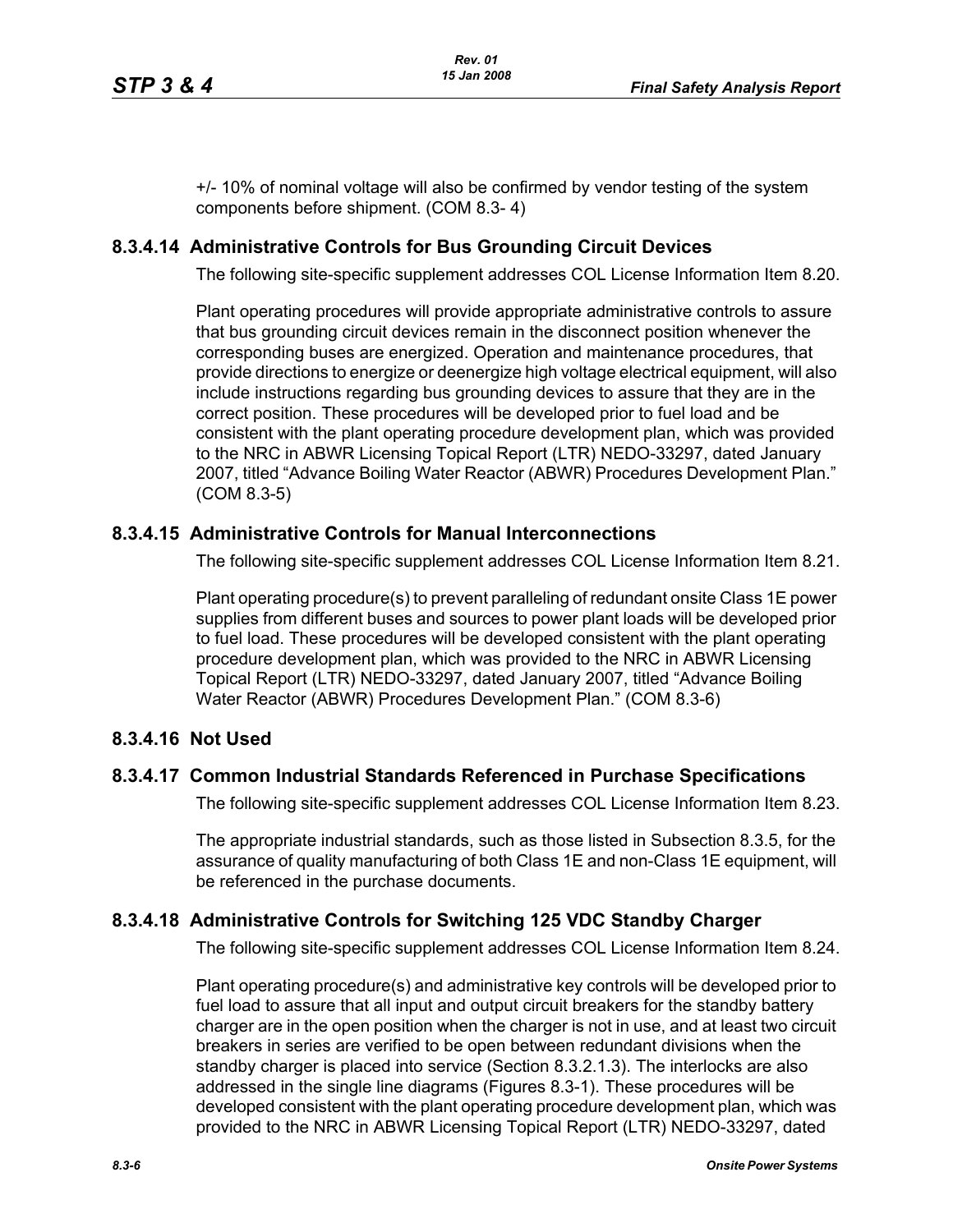+/- 10% of nominal voltage will also be confirmed by vendor testing of the system components before shipment. (COM 8.3- 4)

## 8.3.4.14 Administrative Controls for Bus Grounding Circuit Devices

The following site-specific supplement addresses COL License Information Item 8.20.

Plant operating procedures will provide appropriate administrative controls to assure that bus grounding circuit devices remain in the disconnect position whenever the corresponding buses are energized. Operation and maintenance procedures, that provide directions to energize or deenergize high voltage electrical equipment, will also include instructions regarding bus grounding devices to assure that they are in the correct position. These procedures will be developed prior to fuel load and be consistent with the plant operating procedure development plan, which was provided to the NRC in ABWR Licensing Topical Report (LTR) NEDO-33297, dated January 2007, titled "Advance Boiling Water Reactor (ABWR) Procedures Development Plan." (COM 8.3-5)

## 8.3.4.15 Administrative Controls for Manual Interconnections

The following site-specific supplement addresses COL License Information Item 8.21.

Plant operating procedure(s) to prevent paralleling of redundant onsite Class 1E power supplies from different buses and sources to power plant loads will be developed prior to fuel load. These procedures will be developed consistent with the plant operating procedure development plan, which was provided to the NRC in ABWR Licensing Topical Report (LTR) NEDO-33297, dated January 2007, titled "Advance Boiling Water Reactor (ABWR) Procedures Development Plan." (COM 8.3-6)

## 8.3.4.16 Not Used

## 8.3.4.17 Common Industrial Standards Referenced in Purchase Specifications

The following site-specific supplement addresses COL License Information Item 8.23.

The appropriate industrial standards, such as those listed in Subsection 8.3.5, for the assurance of quality manufacturing of both Class 1E and non-Class 1E equipment, will be referenced in the purchase documents.

## 8.3.4.18 Administrative Controls for Switching 125 VDC Standby Charger

The following site-specific supplement addresses COL License Information Item 8.24.

Plant operating procedure(s) and administrative key controls will be developed prior to fuel load to assure that all input and output circuit breakers for the standby battery charger are in the open position when the charger is not in use, and at least two circuit breakers in series are verified to be open between redundant divisions when the standby charger is placed into service (Section 8.3.2.1.3). The interlocks are also addressed in the single line diagrams (Figures 8.3-1). These procedures will be developed consistent with the plant operating procedure development plan, which was provided to the NRC in ABWR Licensing Topical Report (LTR) NEDO-33297, dated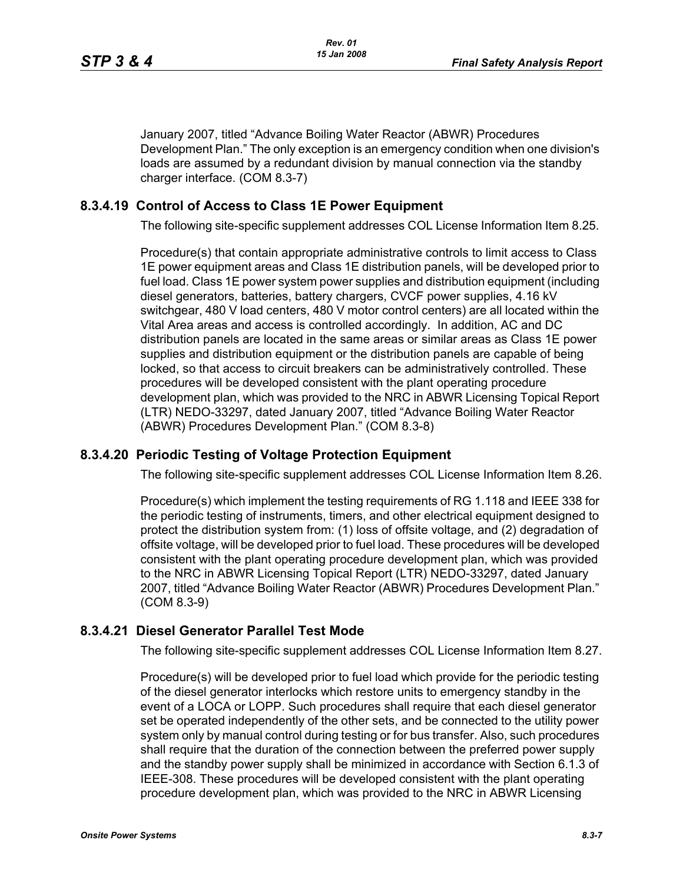January 2007, titled "Advance Boiling Water Reactor (ABWR) Procedures Development Plan." The only exception is an emergency condition when one division's loads are assumed by a redundant division by manual connection via the standby charger interface. (COM 8.3-7)

### 8.3.4.19 Control of Access to Class 1E Power Equipment

The following site-specific supplement addresses COL License Information Item 8.25.

Procedure(s) that contain appropriate administrative controls to limit access to Class 1E power equipment areas and Class 1E distribution panels, will be developed prior to fuel load. Class 1E power system power supplies and distribution equipment (including diesel generators, batteries, battery chargers, CVCF power supplies, 4.16 kV switchgear, 480 V load centers, 480 V motor control centers) are all located within the Vital Area areas and access is controlled accordingly. In addition, AC and DC distribution panels are located in the same areas or similar areas as Class 1E power supplies and distribution equipment or the distribution panels are capable of being locked, so that access to circuit breakers can be administratively controlled. These procedures will be developed consistent with the plant operating procedure development plan, which was provided to the NRC in ABWR Licensing Topical Report (LTR) NEDO-33297, dated January 2007, titled "Advance Boiling Water Reactor (ABWR) Procedures Development Plan." (COM 8.3-8)

### 8.3.4.20 Periodic Testing of Voltage Protection Equipment

The following site-specific supplement addresses COL License Information Item 8.26.

Procedure(s) which implement the testing requirements of RG 1.118 and IEEE 338 for the periodic testing of instruments, timers, and other electrical equipment designed to protect the distribution system from: (1) loss of offsite voltage, and (2) degradation of offsite voltage, will be developed prior to fuel load. These procedures will be developed consistent with the plant operating procedure development plan, which was provided to the NRC in ABWR Licensing Topical Report (LTR) NEDO-33297, dated January 2007, titled "Advance Boiling Water Reactor (ABWR) Procedures Development Plan." (COM 8.3-9)

### 8.3.4.21 Diesel Generator Parallel Test Mode

The following site-specific supplement addresses COL License Information Item 8.27.

Procedure(s) will be developed prior to fuel load which provide for the periodic testing of the diesel generator interlocks which restore units to emergency standby in the event of a LOCA or LOPP. Such procedures shall require that each diesel generator set be operated independently of the other sets, and be connected to the utility power system only by manual control during testing or for bus transfer. Also, such procedures shall require that the duration of the connection between the preferred power supply and the standby power supply shall be minimized in accordance with Section 6.1.3 of IEEE-308. These procedures will be developed consistent with the plant operating procedure development plan, which was provided to the NRC in ABWR Licensing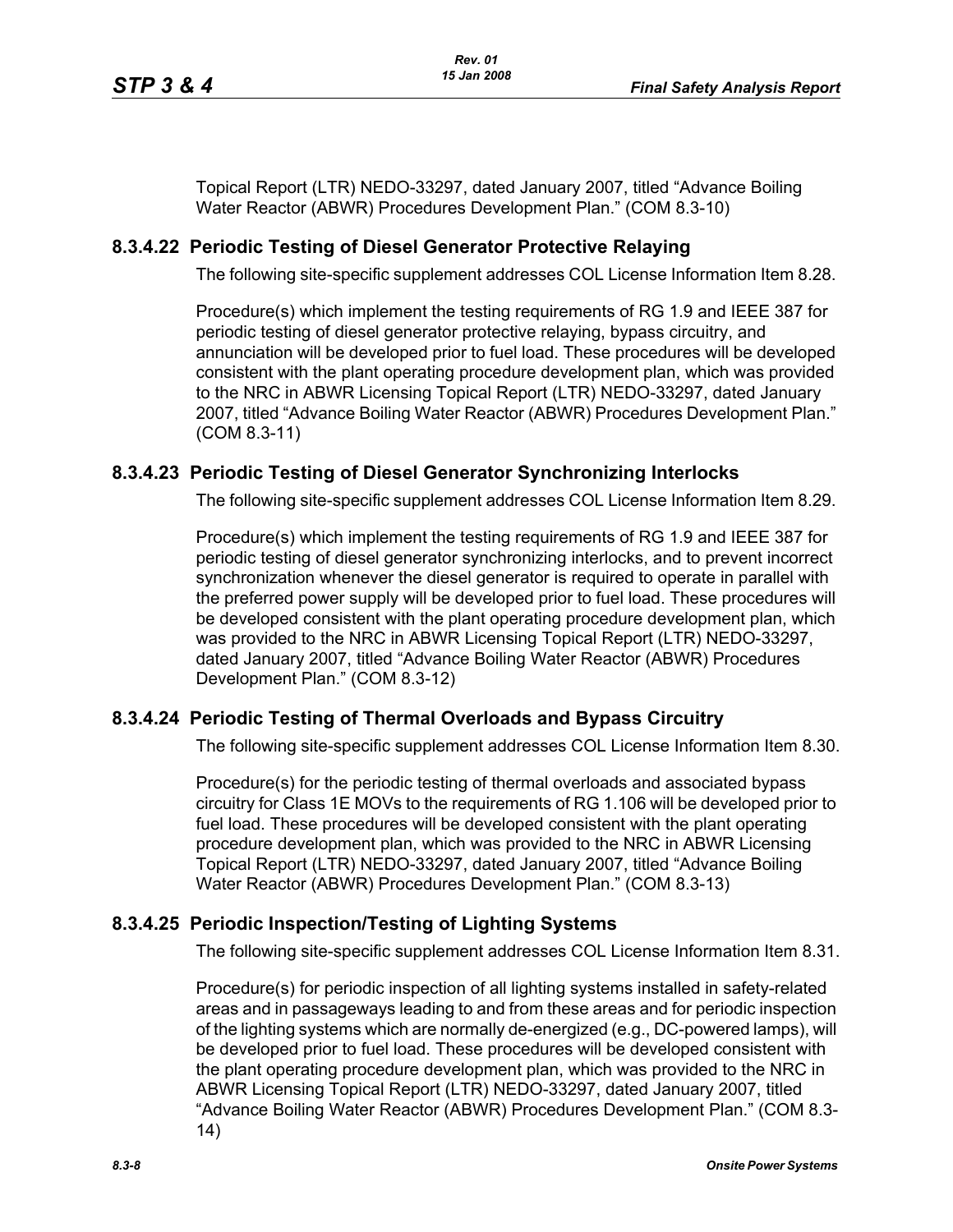Topical Report (LTR) NEDO-33297, dated January 2007, titled “Advance Boiling Water Reactor (ABWR) Procedures Development Plan.” (COM 8.3-10)

### 8.3.4.22 Periodic Testing of Diesel Generator Protective Relaying

The following site-specific supplement addresses COL License Information Item 8.28.

Procedure(s) which implement the testing requirements of RG 1.9 and IEEE 387 for periodic testing of diesel generator protective relaying, bypass circuitry, and annunciation will be developed prior to fuel load. These procedures will be developed consistent with the plant operating procedure development plan, which was provided to the NRC in ABWR Licensing Topical Report (LTR) NEDO-33297, dated January 2007, titled “Advance Boiling Water Reactor (ABWR) Procedures Development Plan.” (COM 8.3-11)

### 8.3.4.23 Periodic Testing of Diesel Generator Synchronizing Interlocks

The following site-specific supplement addresses COL License Information Item 8.29.

Procedure(s) which implement the testing requirements of RG 1.9 and IEEE 387 for periodic testing of diesel generator synchronizing interlocks, and to prevent incorrect synchronization whenever the diesel generator is required to operate in parallel with the preferred power supply will be developed prior to fuel load. These procedures will be developed consistent with the plant operating procedure development plan, which was provided to the NRC in ABWR Licensing Topical Report (LTR) NEDO-33297, dated January 2007, titled “Advance Boiling Water Reactor (ABWR) Procedures Development Plan.” (COM 8.3-12)

### 8.3.4.24 Periodic Testing of Thermal Overloads and Bypass Circuitry

The following site-specific supplement addresses COL License Information Item 8.30.

Procedure(s) for the periodic testing of thermal overloads and associated bypass circuitry for Class 1E MOVs to the requirements of RG 1.106 will be developed prior to fuel load. These procedures will be developed consistent with the plant operating procedure development plan, which was provided to the NRC in ABWR Licensing Topical Report (LTR) NEDO-33297, dated January 2007, titled “Advance Boiling Water Reactor (ABWR) Procedures Development Plan.” (COM 8.3-13)

### 8.3.4.25 Periodic Inspection/Testing of Lighting Systems

The following site-specific supplement addresses COL License Information Item 8.31.

Procedure(s) for periodic inspection of all lighting systems installed in safety-related areas and in passageways leading to and from these areas and for periodic inspection of the lighting systems which are normally de-energized (e.g., DC-powered lamps), will be developed prior to fuel load. These procedures will be developed consistent with the plant operating procedure development plan, which was provided to the NRC in ABWR Licensing Topical Report (LTR) NEDO-33297, dated January 2007, titled “Advance Boiling Water Reactor (ABWR) Procedures Development Plan.” (COM 8.3-14)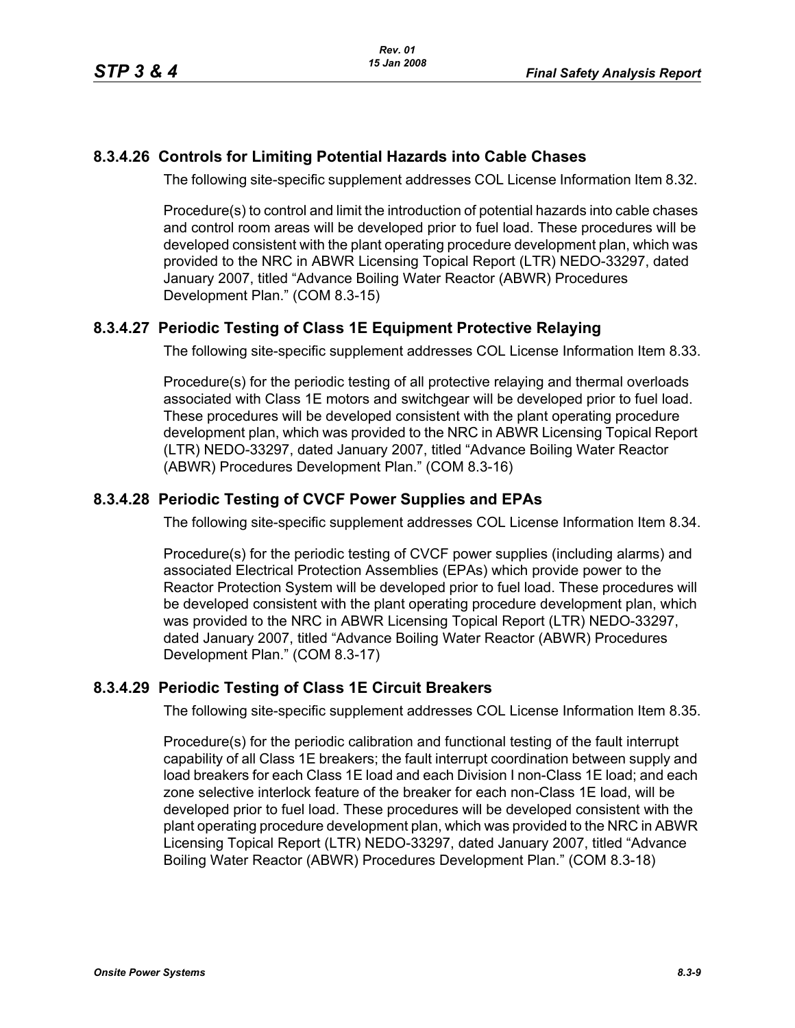### 8.3.4.26 Controls for Limiting Potential Hazards into Cable Chases

The following site-specific supplement addresses COL License Information Item 8.32.

Procedure(s) to control and limit the introduction of potential hazards into cable chases and control room areas will be developed prior to fuel load. These procedures will be developed consistent with the plant operating procedure development plan, which was provided to the NRC in ABWR Licensing Topical Report (LTR) NEDO-33297, dated January 2007, titled "Advance Boiling Water Reactor (ABWR) Procedures Development Plan." (COM 8.3-15)

### 8.3.4.27 Periodic Testing of Class 1E Equipment Protective Relaying

The following site-specific supplement addresses COL License Information Item 8.33.

Procedure(s) for the periodic testing of all protective relaying and thermal overloads associated with Class 1E motors and switchgear will be developed prior to fuel load. These procedures will be developed consistent with the plant operating procedure development plan, which was provided to the NRC in ABWR Licensing Topical Report (LTR) NEDO-33297, dated January 2007, titled "Advance Boiling Water Reactor (ABWR) Procedures Development Plan." (COM 8.3-16)

### 8.3.4.28 Periodic Testing of CVCF Power Supplies and EPAs

The following site-specific supplement addresses COL License Information Item 8.34.

Procedure(s) for the periodic testing of CVCF power supplies (including alarms) and associated Electrical Protection Assemblies (EPAs) which provide power to the Reactor Protection System will be developed prior to fuel load. These procedures will be developed consistent with the plant operating procedure development plan, which was provided to the NRC in ABWR Licensing Topical Report (LTR) NEDO-33297, dated January 2007, titled "Advance Boiling Water Reactor (ABWR) Procedures Development Plan." (COM 8.3-17)

### 8.3.4.29 Periodic Testing of Class 1E Circuit Breakers

The following site-specific supplement addresses COL License Information Item 8.35.

Procedure(s) for the periodic calibration and functional testing of the fault interrupt capability of all Class 1E breakers; the fault interrupt coordination between supply and load breakers for each Class 1E load and each Division I non-Class 1E load; and each zone selective interlock feature of the breaker for each non-Class 1E load, will be developed prior to fuel load. These procedures will be developed consistent with the plant operating procedure development plan, which was provided to the NRC in ABWR Licensing Topical Report (LTR) NEDO-33297, dated January 2007, titled "Advance Boiling Water Reactor (ABWR) Procedures Development Plan." (COM 8.3-18)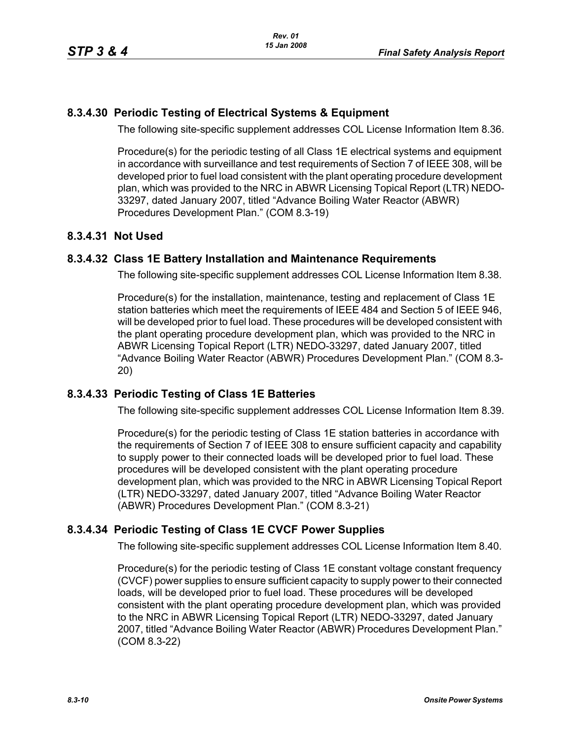### 8.3.4.30 Periodic Testing of Electrical Systems & Equipment

The following site-specific supplement addresses COL License Information Item 8.36.

Procedure(s) for the periodic testing of all Class 1E electrical systems and equipment in accordance with surveillance and test requirements of Section 7 of IEEE 308, will be developed prior to fuel load consistent with the plant operating procedure development plan, which was provided to the NRC in ABWR Licensing Topical Report (LTR) NEDO-33297, dated January 2007, titled "Advance Boiling Water Reactor (ABWR) Procedures Development Plan." (COM 8.3-19)

### 8.3.4.31 Not Used

### 8.3.4.32 Class 1E Battery Installation and Maintenance Requirements

The following site-specific supplement addresses COL License Information Item 8.38.

Procedure(s) for the installation, maintenance, testing and replacement of Class 1E station batteries which meet the requirements of IEEE 484 and Section 5 of IEEE 946, will be developed prior to fuel load. These procedures will be developed consistent with the plant operating procedure development plan, which was provided to the NRC in ABWR Licensing Topical Report (LTR) NEDO-33297, dated January 2007, titled "Advance Boiling Water Reactor (ABWR) Procedures Development Plan." (COM 8.3-20)

### 8.3.4.33 Periodic Testing of Class 1E Batteries

The following site-specific supplement addresses COL License Information Item 8.39.

Procedure(s) for the periodic testing of Class 1E station batteries in accordance with the requirements of Section 7 of IEEE 308 to ensure sufficient capacity and capability to supply power to their connected loads will be developed prior to fuel load. These procedures will be developed consistent with the plant operating procedure development plan, which was provided to the NRC in ABWR Licensing Topical Report (LTR) NEDO-33297, dated January 2007, titled "Advance Boiling Water Reactor (ABWR) Procedures Development Plan." (COM 8.3-21)

### 8.3.4.34 Periodic Testing of Class 1E CVCF Power Supplies

The following site-specific supplement addresses COL License Information Item 8.40.

Procedure(s) for the periodic testing of Class 1E constant voltage constant frequency (CVCF) power supplies to ensure sufficient capacity to supply power to their connected loads, will be developed prior to fuel load. These procedures will be developed consistent with the plant operating procedure development plan, which was provided to the NRC in ABWR Licensing Topical Report (LTR) NEDO-33297, dated January 2007, titled "Advance Boiling Water Reactor (ABWR) Procedures Development Plan." (COM 8.3-22)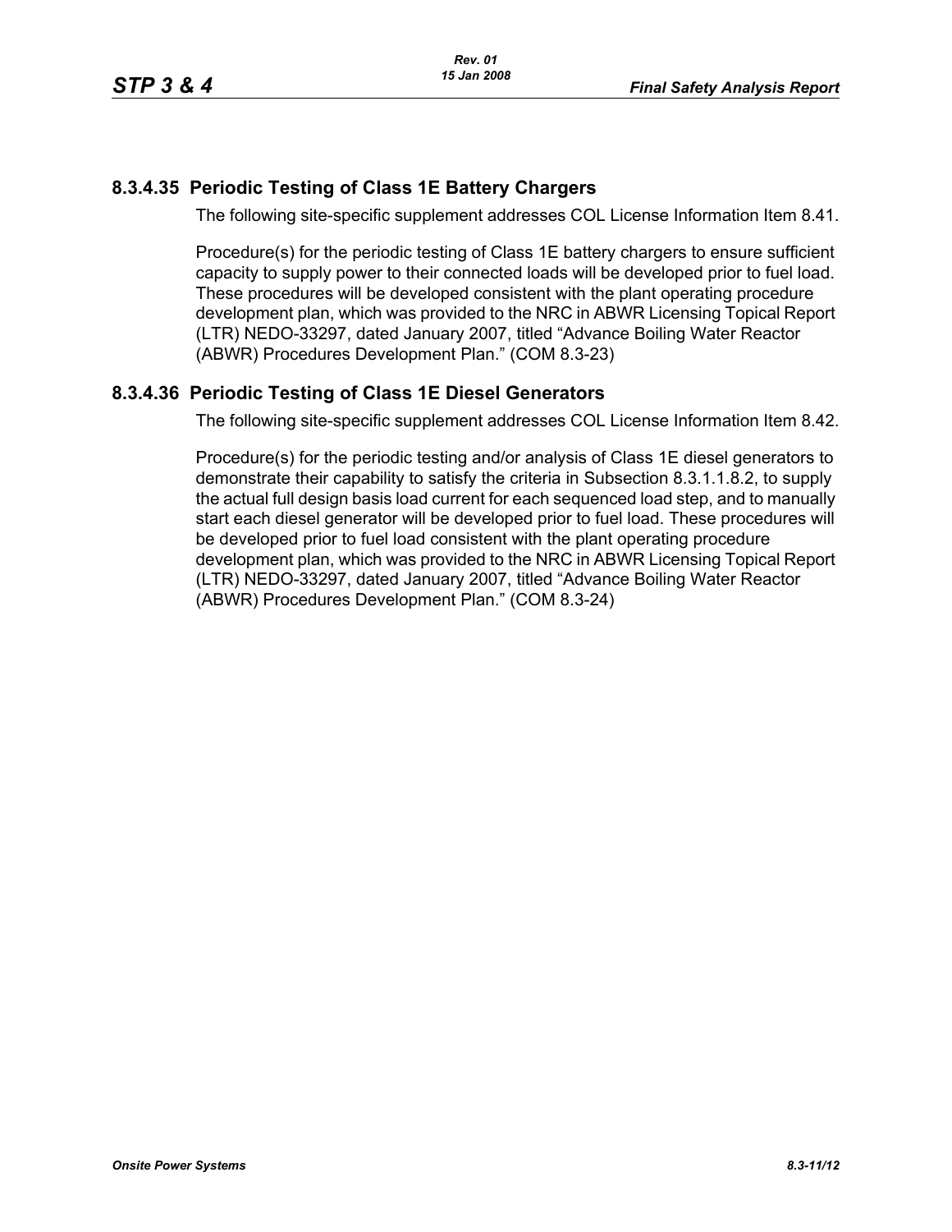### 8.3.4.35 Periodic Testing of Class 1E Battery Chargers

The following site-specific supplement addresses COL License Information Item 8.41.

Procedure(s) for the periodic testing of Class 1E battery chargers to ensure sufficient capacity to supply power to their connected loads will be developed prior to fuel load. These procedures will be developed consistent with the plant operating procedure development plan, which was provided to the NRC in ABWR Licensing Topical Report (LTR) NEDO-33297, dated January 2007, titled "Advance Boiling Water Reactor (ABWR) Procedures Development Plan." (COM 8.3-23)

### 8.3.4.36 Periodic Testing of Class 1E Diesel Generators

The following site-specific supplement addresses COL License Information Item 8.42.

Procedure(s) for the periodic testing and/or analysis of Class 1E diesel generators to demonstrate their capability to satisfy the criteria in Subsection 8.3.1.1.8.2, to supply the actual full design basis load current for each sequenced load step, and to manually start each diesel generator will be developed prior to fuel load. These procedures will be developed prior to fuel load consistent with the plant operating procedure development plan, which was provided to the NRC in ABWR Licensing Topical Report (LTR) NEDO-33297, dated January 2007, titled "Advance Boiling Water Reactor (ABWR) Procedures Development Plan." (COM 8.3-24)